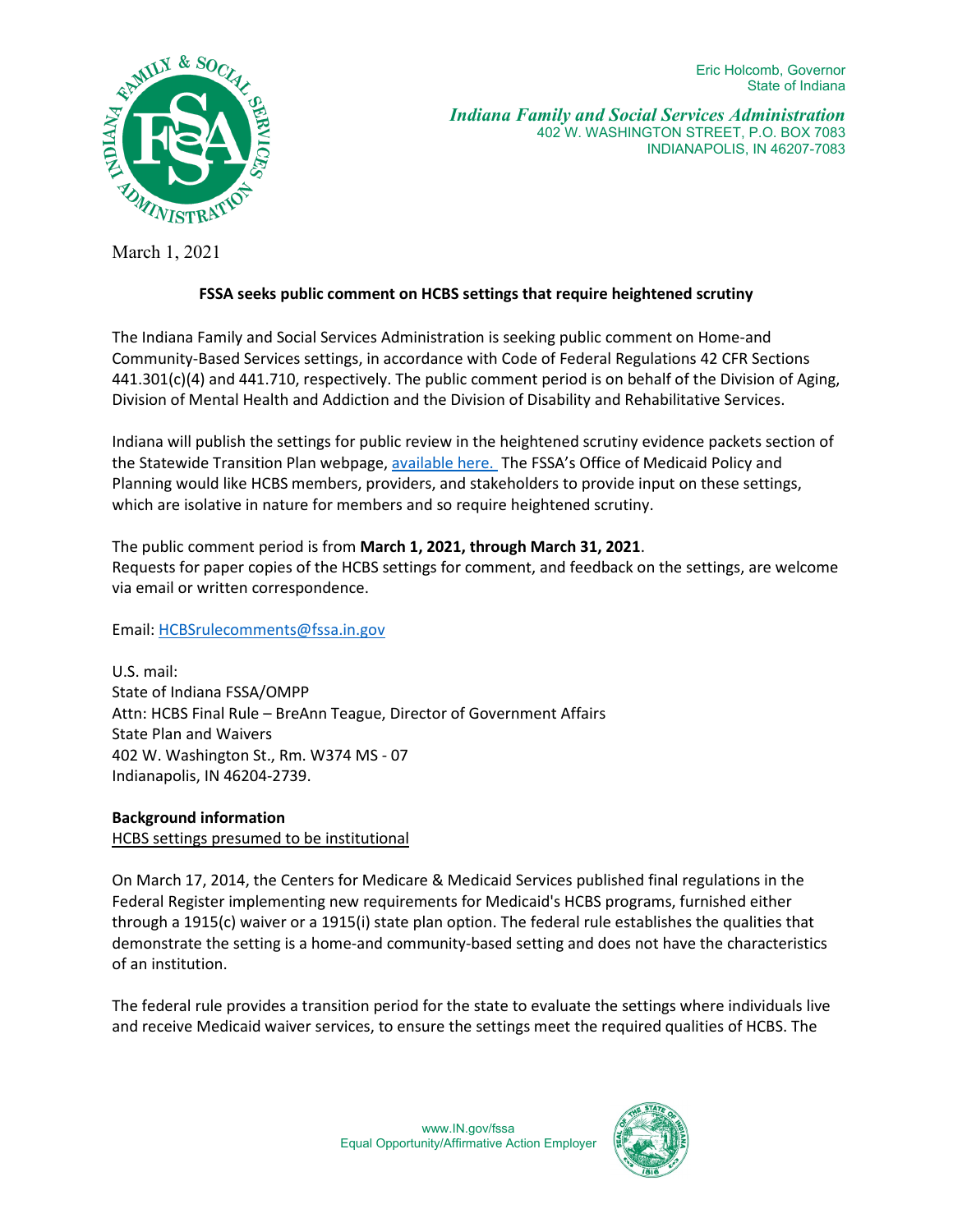Eric Holcomb, Governor
State of Indiana

*Indiana Family and Social Services Administration*
402 W. WASHINGTON STREET, P.O. BOX 7083
INDIANAPOLIS, IN 46207-7083

March 1, 2021

**FSSA seeks public comment on HCBS settings that require heightened scrutiny**

The Indiana Family and Social Services Administration is seeking public comment on Home-and Community-Based Services settings, in accordance with Code of Federal Regulations 42 CFR Sections 441.301(c)(4) and 441.710, respectively. The public comment period is on behalf of the Division of Aging, Division of Mental Health and Addiction and the Division of Disability and Rehabilitative Services.

Indiana will publish the settings for public review in the heightened scrutiny evidence packets section of the Statewide Transition Plan webpage, available here. The FSSA's Office of Medicaid Policy and Planning would like HCBS members, providers, and stakeholders to provide input on these settings, which are isolative in nature for members and so require heightened scrutiny.

The public comment period is from **March 1, 2021, through March 31, 2021**.
Requests for paper copies of the HCBS settings for comment, and feedback on the settings, are welcome via email or written correspondence.

Email: HCBSrulecomments@fssa.in.gov

U.S. mail:
State of Indiana FSSA/OMPP
Attn: HCBS Final Rule – BreAnn Teague, Director of Government Affairs
State Plan and Waivers
402 W. Washington St., Rm. W374 MS - 07
Indianapolis, IN 46204-2739.

**Background information**
HCBS settings presumed to be institutional

On March 17, 2014, the Centers for Medicare & Medicaid Services published final regulations in the Federal Register implementing new requirements for Medicaid's HCBS programs, furnished either through a 1915(c) waiver or a 1915(i) state plan option. The federal rule establishes the qualities that demonstrate the setting is a home-and community-based setting and does not have the characteristics of an institution.

The federal rule provides a transition period for the state to evaluate the settings where individuals live and receive Medicaid waiver services, to ensure the settings meet the required qualities of HCBS. The

www.IN.gov/fssa
Equal Opportunity/Affirmative Action Employer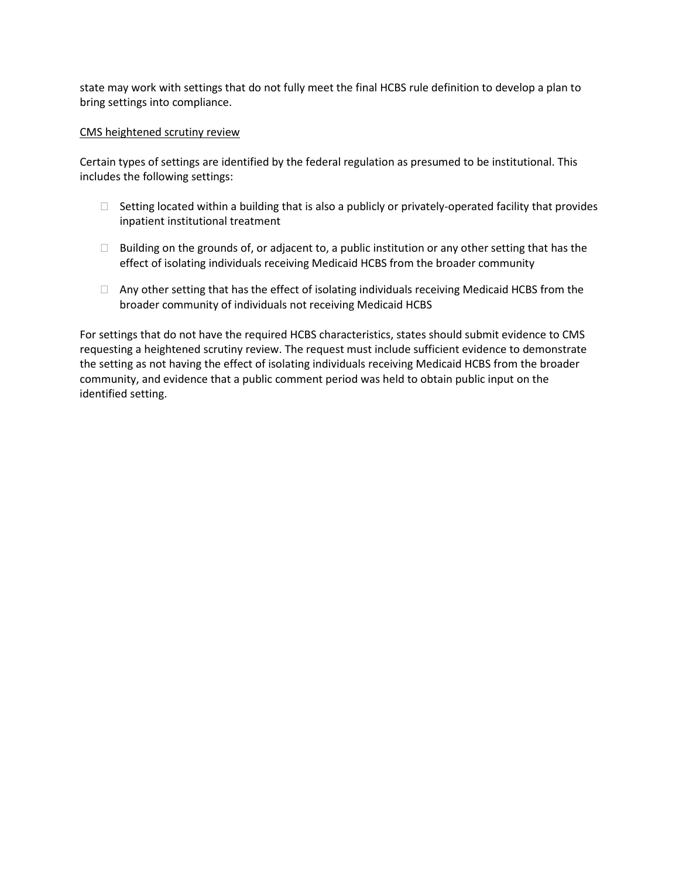state may work with settings that do not fully meet the final HCBS rule definition to develop a plan to bring settings into compliance.

CMS heightened scrutiny review

Certain types of settings are identified by the federal regulation as presumed to be institutional. This includes the following settings:

- Setting located within a building that is also a publicly or privately-operated facility that provides inpatient institutional treatment
- Building on the grounds of, or adjacent to, a public institution or any other setting that has the effect of isolating individuals receiving Medicaid HCBS from the broader community
- Any other setting that has the effect of isolating individuals receiving Medicaid HCBS from the broader community of individuals not receiving Medicaid HCBS

For settings that do not have the required HCBS characteristics, states should submit evidence to CMS requesting a heightened scrutiny review. The request must include sufficient evidence to demonstrate the setting as not having the effect of isolating individuals receiving Medicaid HCBS from the broader community, and evidence that a public comment period was held to obtain public input on the identified setting.